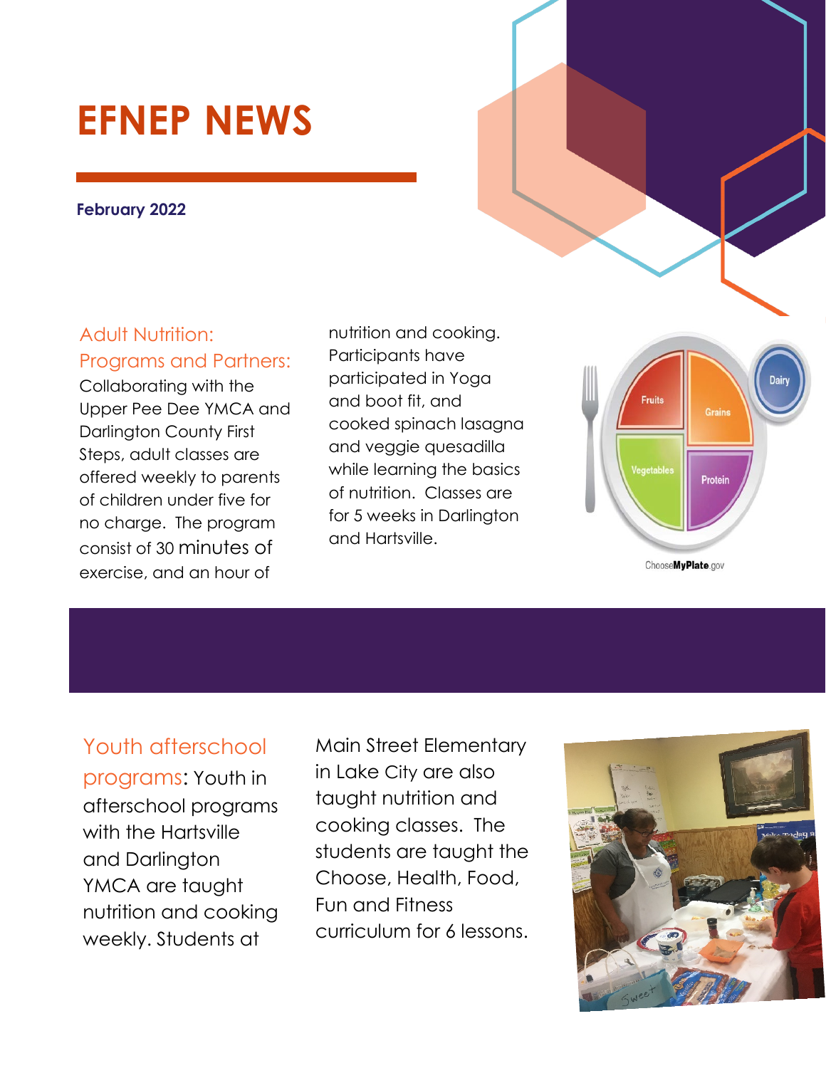# EFNEP NEWS

**February 2022**

## Adult Nutrition: Programs and Partners:

Collaborating with the Upper Pee Dee YMCA and Darlington County First Steps, adult classes are offered weekly to parents of children under five for no charge. The program consist of 30 minutes of exercise, and an hour of nutrition and cooking. Participants have participated in Yoga and boot fit, and cooked spinach lasagna and veggie quesadilla while learning the basics of nutrition. Classes are for 5 weeks in Darlington and Hartsville.

## Youth afterschool programs:

Youth in afterschool programs with the Hartsville and Darlington YMCA are taught nutrition and cooking weekly. Students at Main Street Elementary in Lake City are also taught nutrition and cooking classes. The students are taught the Choose, Health, Food, Fun and Fitness curriculum for 6 lessons.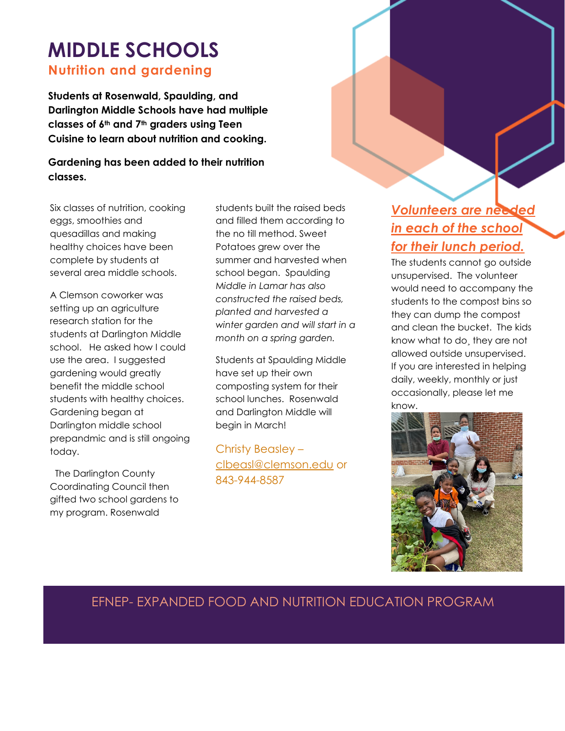# MIDDLE SCHOOLS

## Nutrition and gardening

**Students at Rosenwald, Spaulding, and Darlington Middle Schools have had multiple classes of 6th and 7th graders using Teen Cuisine to learn about nutrition and cooking.**

**Gardening has been added to their nutrition classes.**

Six classes of nutrition, cooking eggs, smoothies and quesadillas and making healthy choices have been complete by students at several area middle schools.

A Clemson coworker was setting up an agriculture research station for the students at Darlington Middle school. He asked how I could use the area. I suggested gardening would greatly benefit the middle school students with healthy choices. Gardening began at Darlington middle school prepandmic and is still ongoing today.

The Darlington County Coordinating Council then gifted two school gardens to my program. Rosenwald students built the raised beds and filled them according to the no till method. Sweet Potatoes grew over the summer and harvested when school began. Spaulding *Middle in Lamar has also constructed the raised beds, planted and harvested a winter garden and will start in a month on a spring garden.*

Students at Spaulding Middle have set up their own composting system for their school lunches. Rosenwald and Darlington Middle will begin in March!

Christy Beasley – clbeasl@clemson.edu or 843-944-8587

***Volunteers are needed in each of the school for their lunch period.***

The students cannot go outside unsupervised. The volunteer would need to accompany the students to the compost bins so they can dump the compost and clean the bucket. The kids know what to do, they are not allowed outside unsupervised. If you are interested in helping daily, weekly, monthly or just occasionally, please let me know.

EFNEP- EXPANDED FOOD AND NUTRITION EDUCATION PROGRAM